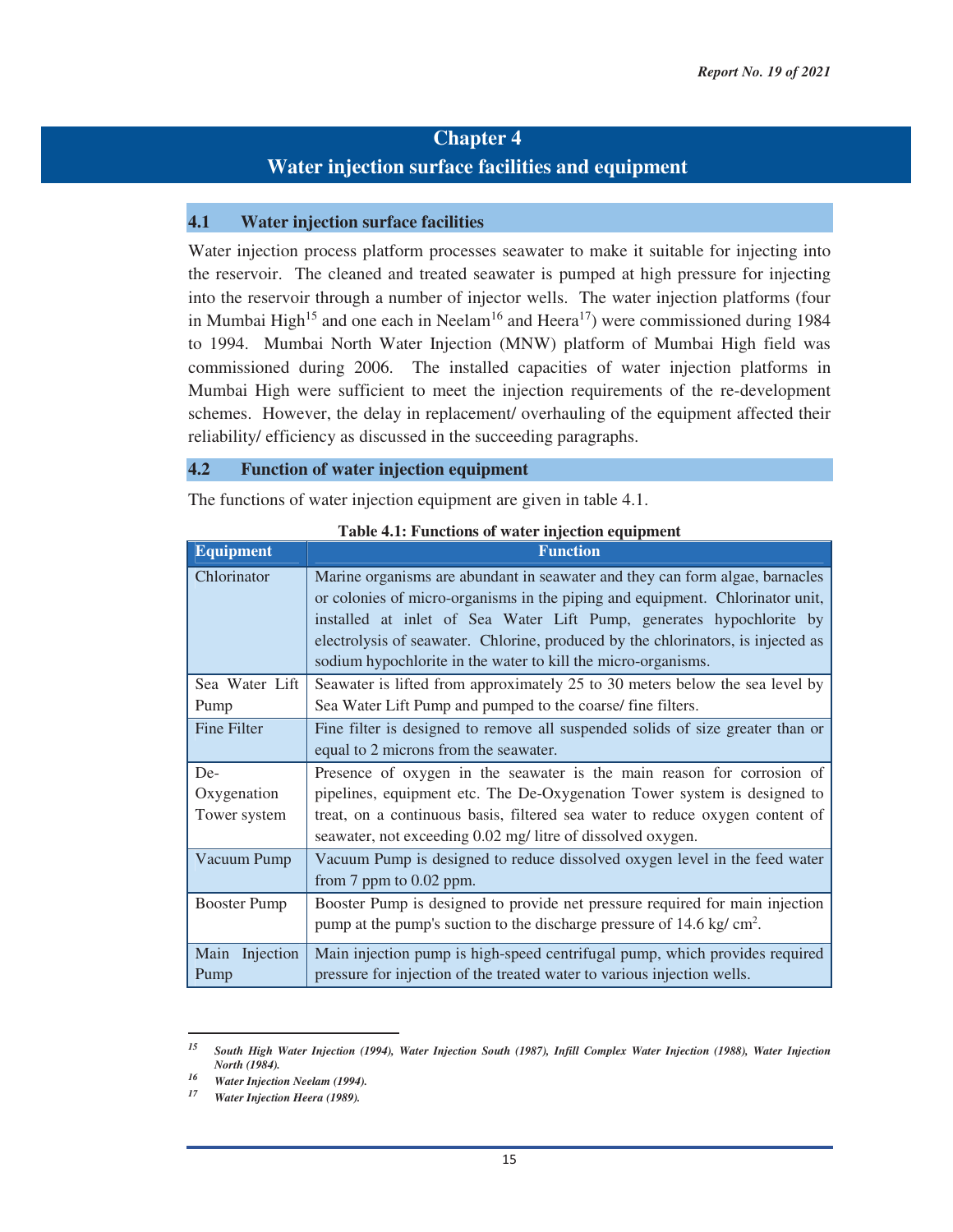# Chapter 4
# Water injection surface facilities and equipment

## 4.1 Water injection surface facilities

Water injection process platform processes seawater to make it suitable for injecting into the reservoir. The cleaned and treated seawater is pumped at high pressure for injecting into the reservoir through a number of injector wells. The water injection platforms (four in Mumbai High[15] and one each in Neelam[16] and Heera[17]) were commissioned during 1984 to 1994. Mumbai North Water Injection (MNW) platform of Mumbai High field was commissioned during 2006. The installed capacities of water injection platforms in Mumbai High were sufficient to meet the injection requirements of the re-development schemes. However, the delay in replacement/ overhauling of the equipment affected their reliability/ efficiency as discussed in the succeeding paragraphs.

## 4.2 Function of water injection equipment

The functions of water injection equipment are given in table 4.1.

**Table 4.1: Functions of water injection equipment**

| Equipment | Function |
|---|---|
| Chlorinator | Marine organisms are abundant in seawater and they can form algae, barnacles or colonies of micro-organisms in the piping and equipment. Chlorinator unit, installed at inlet of Sea Water Lift Pump, generates hypochlorite by electrolysis of seawater. Chlorine, produced by the chlorinators, is injected as sodium hypochlorite in the water to kill the micro-organisms. |
| Sea Water Lift Pump | Seawater is lifted from approximately 25 to 30 meters below the sea level by Sea Water Lift Pump and pumped to the coarse/ fine filters. |
| Fine Filter | Fine filter is designed to remove all suspended solids of size greater than or equal to 2 microns from the seawater. |
| De-Oxygenation Tower system | Presence of oxygen in the seawater is the main reason for corrosion of pipelines, equipment etc. The De-Oxygenation Tower system is designed to treat, on a continuous basis, filtered sea water to reduce oxygen content of seawater, not exceeding 0.02 mg/ litre of dissolved oxygen. |
| Vacuum Pump | Vacuum Pump is designed to reduce dissolved oxygen level in the feed water from 7 ppm to 0.02 ppm. |
| Booster Pump | Booster Pump is designed to provide net pressure required for main injection pump at the pump's suction to the discharge pressure of 14.6 kg/ $cm^2$. |
| Main Injection Pump | Main injection pump is high-speed centrifugal pump, which provides required pressure for injection of the treated water to various injection wells. |

---

*[15] South High Water Injection (1994), Water Injection South (1987), Infill Complex Water Injection (1988), Water Injection North (1984).*

*[16] Water Injection Neelam (1994).*

*[17] Water Injection Heera (1989).*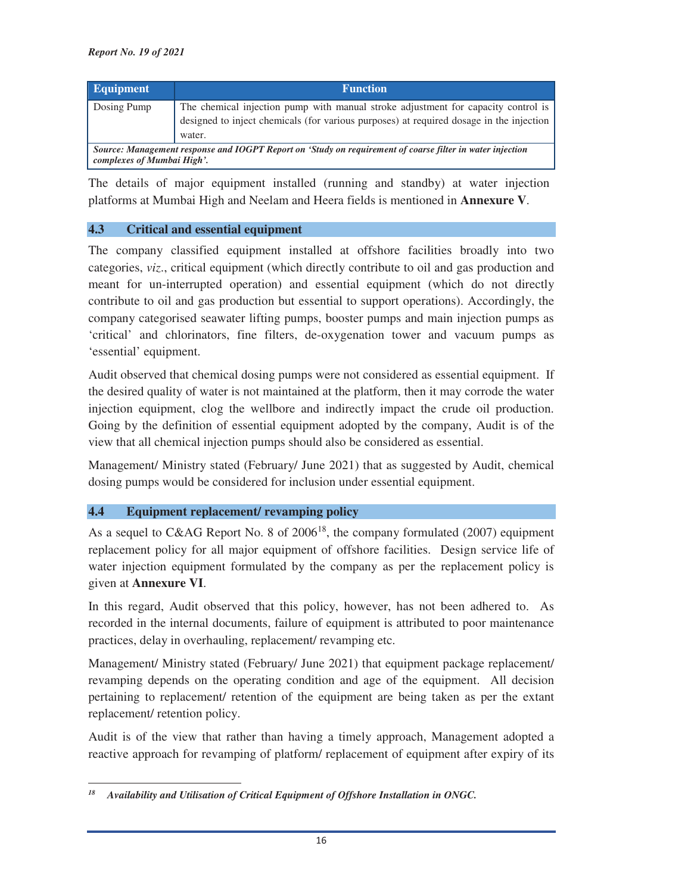| Equipment | Function |
|---|---|
| Dosing Pump | The chemical injection pump with manual stroke adjustment for capacity control is designed to inject chemicals (for various purposes) at required dosage in the injection water. |

***Source: Management response and IOGPT Report on 'Study on requirement of coarse filter in water injection complexes of Mumbai High'.***

The details of major equipment installed (running and standby) at water injection platforms at Mumbai High and Neelam and Heera fields is mentioned in **Annexure V**.

## 4.3 Critical and essential equipment

The company classified equipment installed at offshore facilities broadly into two categories, *viz.*, critical equipment (which directly contribute to oil and gas production and meant for un-interrupted operation) and essential equipment (which do not directly contribute to oil and gas production but essential to support operations). Accordingly, the company categorised seawater lifting pumps, booster pumps and main injection pumps as 'critical' and chlorinators, fine filters, de-oxygenation tower and vacuum pumps as 'essential' equipment.

Audit observed that chemical dosing pumps were not considered as essential equipment. If the desired quality of water is not maintained at the platform, then it may corrode the water injection equipment, clog the wellbore and indirectly impact the crude oil production. Going by the definition of essential equipment adopted by the company, Audit is of the view that all chemical injection pumps should also be considered as essential.

Management/ Ministry stated (February/ June 2021) that as suggested by Audit, chemical dosing pumps would be considered for inclusion under essential equipment.

## 4.4 Equipment replacement/ revamping policy

As a sequel to C&AG Report No. 8 of 2006[18], the company formulated (2007) equipment replacement policy for all major equipment of offshore facilities. Design service life of water injection equipment formulated by the company as per the replacement policy is given at **Annexure VI**.

In this regard, Audit observed that this policy, however, has not been adhered to. As recorded in the internal documents, failure of equipment is attributed to poor maintenance practices, delay in overhauling, replacement/ revamping etc.

Management/ Ministry stated (February/ June 2021) that equipment package replacement/ revamping depends on the operating condition and age of the equipment. All decision pertaining to replacement/ retention of the equipment are being taken as per the extant replacement/ retention policy.

Audit is of the view that rather than having a timely approach, Management adopted a reactive approach for revamping of platform/ replacement of equipment after expiry of its

---

[18] ***Availability and Utilisation of Critical Equipment of Offshore Installation in ONGC.***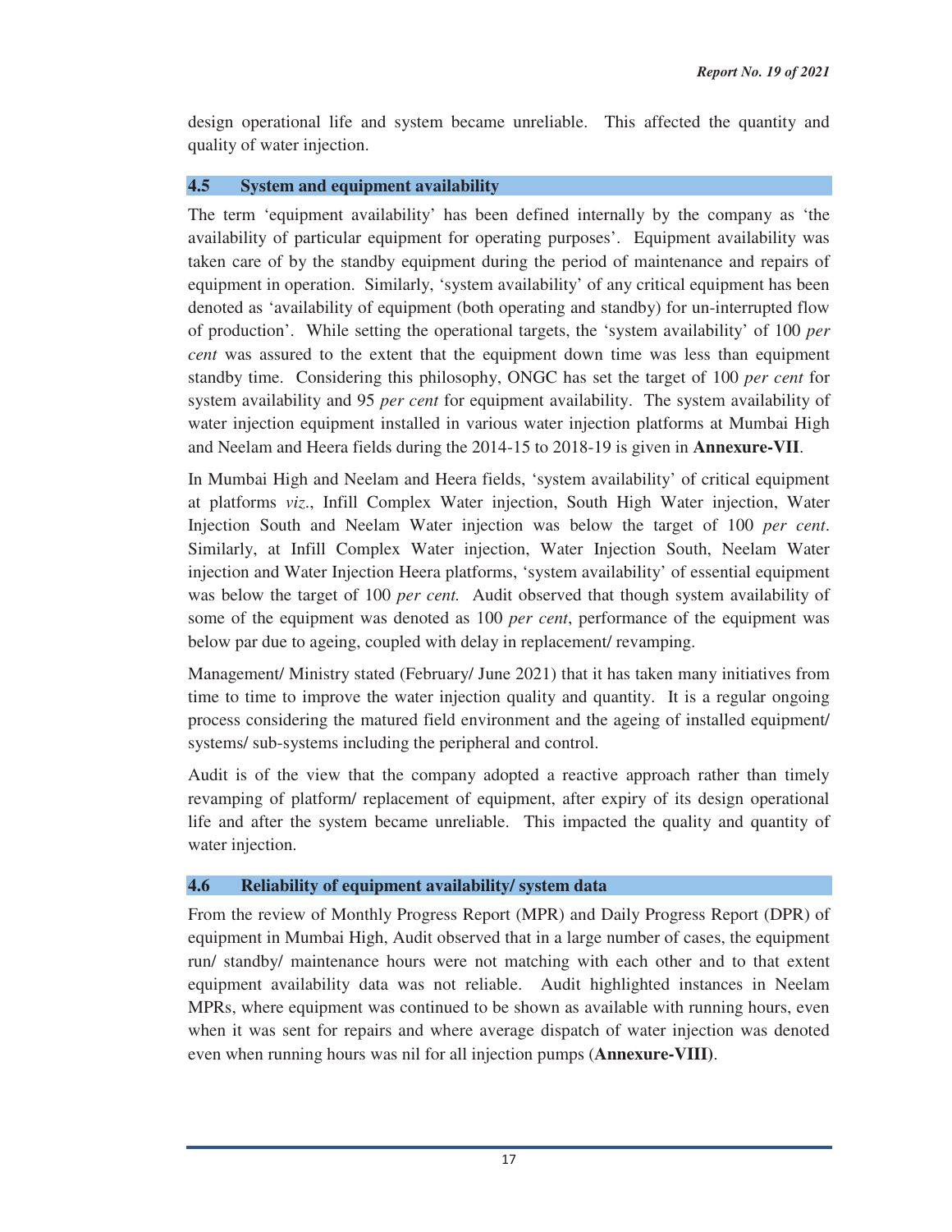design operational life and system became unreliable. This affected the quantity and quality of water injection.

## 4.5 System and equipment availability

The term 'equipment availability' has been defined internally by the company as 'the availability of particular equipment for operating purposes'. Equipment availability was taken care of by the standby equipment during the period of maintenance and repairs of equipment in operation. Similarly, 'system availability' of any critical equipment has been denoted as 'availability of equipment (both operating and standby) for un-interrupted flow of production'. While setting the operational targets, the 'system availability' of 100 *per cent* was assured to the extent that the equipment down time was less than equipment standby time. Considering this philosophy, ONGC has set the target of 100 *per cent* for system availability and 95 *per cent* for equipment availability. The system availability of water injection equipment installed in various water injection platforms at Mumbai High and Neelam and Heera fields during the 2014-15 to 2018-19 is given in **Annexure-VII**.

In Mumbai High and Neelam and Heera fields, 'system availability' of critical equipment at platforms *viz.*, Infill Complex Water injection, South High Water injection, Water Injection South and Neelam Water injection was below the target of 100 *per cent*. Similarly, at Infill Complex Water injection, Water Injection South, Neelam Water injection and Water Injection Heera platforms, 'system availability' of essential equipment was below the target of 100 *per cent.* Audit observed that though system availability of some of the equipment was denoted as 100 *per cent*, performance of the equipment was below par due to ageing, coupled with delay in replacement/ revamping.

Management/ Ministry stated (February/ June 2021) that it has taken many initiatives from time to time to improve the water injection quality and quantity. It is a regular ongoing process considering the matured field environment and the ageing of installed equipment/ systems/ sub-systems including the peripheral and control.

Audit is of the view that the company adopted a reactive approach rather than timely revamping of platform/ replacement of equipment, after expiry of its design operational life and after the system became unreliable. This impacted the quality and quantity of water injection.

## 4.6 Reliability of equipment availability/ system data

From the review of Monthly Progress Report (MPR) and Daily Progress Report (DPR) of equipment in Mumbai High, Audit observed that in a large number of cases, the equipment run/ standby/ maintenance hours were not matching with each other and to that extent equipment availability data was not reliable. Audit highlighted instances in Neelam MPRs, where equipment was continued to be shown as available with running hours, even when it was sent for repairs and where average dispatch of water injection was denoted even when running hours was nil for all injection pumps (**Annexure-VIII**).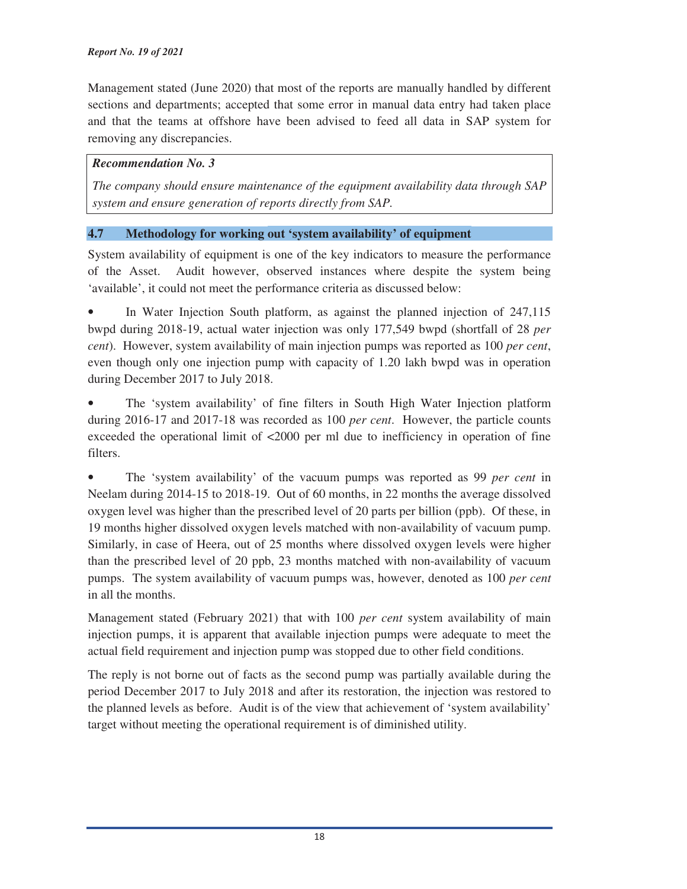Management stated (June 2020) that most of the reports are manually handled by different sections and departments; accepted that some error in manual data entry had taken place and that the teams at offshore have been advised to feed all data in SAP system for removing any discrepancies.

> ***Recommendation No. 3***
>
> *The company should ensure maintenance of the equipment availability data through SAP system and ensure generation of reports directly from SAP.*

### 4.7 Methodology for working out 'system availability' of equipment

System availability of equipment is one of the key indicators to measure the performance of the Asset. Audit however, observed instances where despite the system being 'available', it could not meet the performance criteria as discussed below:

- In Water Injection South platform, as against the planned injection of 247,115 bwpd during 2018-19, actual water injection was only 177,549 bwpd (shortfall of 28 *per cent*). However, system availability of main injection pumps was reported as 100 *per cent*, even though only one injection pump with capacity of 1.20 lakh bwpd was in operation during December 2017 to July 2018.

- The 'system availability' of fine filters in South High Water Injection platform during 2016-17 and 2017-18 was recorded as 100 *per cent*. However, the particle counts exceeded the operational limit of <2000 per ml due to inefficiency in operation of fine filters.

- The 'system availability' of the vacuum pumps was reported as 99 *per cent* in Neelam during 2014-15 to 2018-19. Out of 60 months, in 22 months the average dissolved oxygen level was higher than the prescribed level of 20 parts per billion (ppb). Of these, in 19 months higher dissolved oxygen levels matched with non-availability of vacuum pump. Similarly, in case of Heera, out of 25 months where dissolved oxygen levels were higher than the prescribed level of 20 ppb, 23 months matched with non-availability of vacuum pumps. The system availability of vacuum pumps was, however, denoted as 100 *per cent* in all the months.

Management stated (February 2021) that with 100 *per cent* system availability of main injection pumps, it is apparent that available injection pumps were adequate to meet the actual field requirement and injection pump was stopped due to other field conditions.

The reply is not borne out of facts as the second pump was partially available during the period December 2017 to July 2018 and after its restoration, the injection was restored to the planned levels as before. Audit is of the view that achievement of 'system availability' target without meeting the operational requirement is of diminished utility.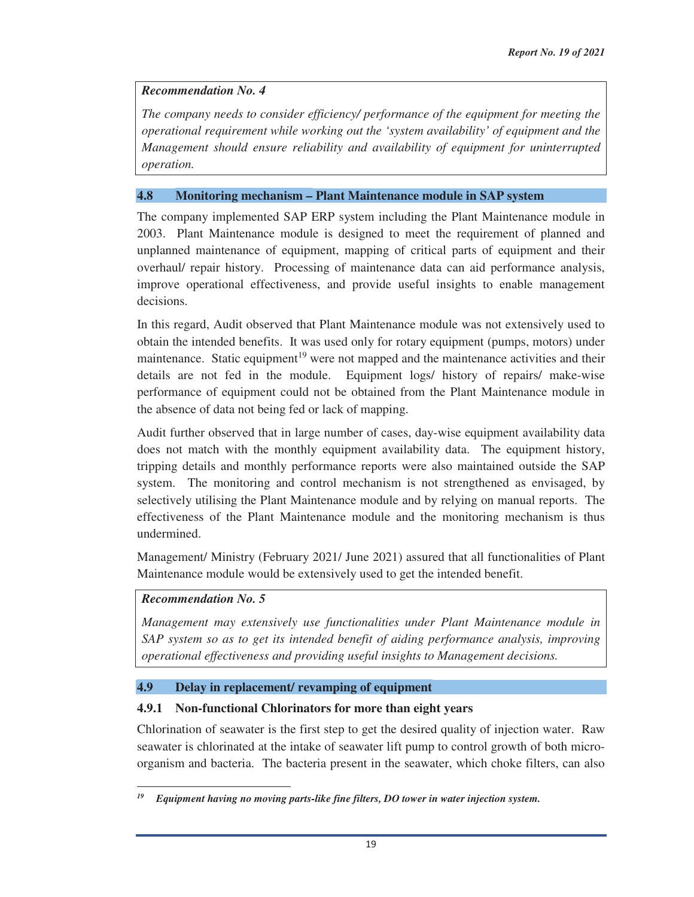*Recommendation No. 4*

*The company needs to consider efficiency/ performance of the equipment for meeting the operational requirement while working out the 'system availability' of equipment and the Management should ensure reliability and availability of equipment for uninterrupted operation.*

## 4.8 Monitoring mechanism – Plant Maintenance module in SAP system

The company implemented SAP ERP system including the Plant Maintenance module in 2003. Plant Maintenance module is designed to meet the requirement of planned and unplanned maintenance of equipment, mapping of critical parts of equipment and their overhaul/ repair history. Processing of maintenance data can aid performance analysis, improve operational effectiveness, and provide useful insights to enable management decisions.

In this regard, Audit observed that Plant Maintenance module was not extensively used to obtain the intended benefits. It was used only for rotary equipment (pumps, motors) under maintenance. Static equipment[19] were not mapped and the maintenance activities and their details are not fed in the module. Equipment logs/ history of repairs/ make-wise performance of equipment could not be obtained from the Plant Maintenance module in the absence of data not being fed or lack of mapping.

Audit further observed that in large number of cases, day-wise equipment availability data does not match with the monthly equipment availability data. The equipment history, tripping details and monthly performance reports were also maintained outside the SAP system. The monitoring and control mechanism is not strengthened as envisaged, by selectively utilising the Plant Maintenance module and by relying on manual reports. The effectiveness of the Plant Maintenance module and the monitoring mechanism is thus undermined.

Management/ Ministry (February 2021/ June 2021) assured that all functionalities of Plant Maintenance module would be extensively used to get the intended benefit.

*Recommendation No. 5*

*Management may extensively use functionalities under Plant Maintenance module in SAP system so as to get its intended benefit of aiding performance analysis, improving operational effectiveness and providing useful insights to Management decisions.*

## 4.9 Delay in replacement/ revamping of equipment

### 4.9.1 Non-functional Chlorinators for more than eight years

Chlorination of seawater is the first step to get the desired quality of injection water. Raw seawater is chlorinated at the intake of seawater lift pump to control growth of both micro-organism and bacteria. The bacteria present in the seawater, which choke filters, can also

---

[19] *Equipment having no moving parts-like fine filters, DO tower in water injection system.*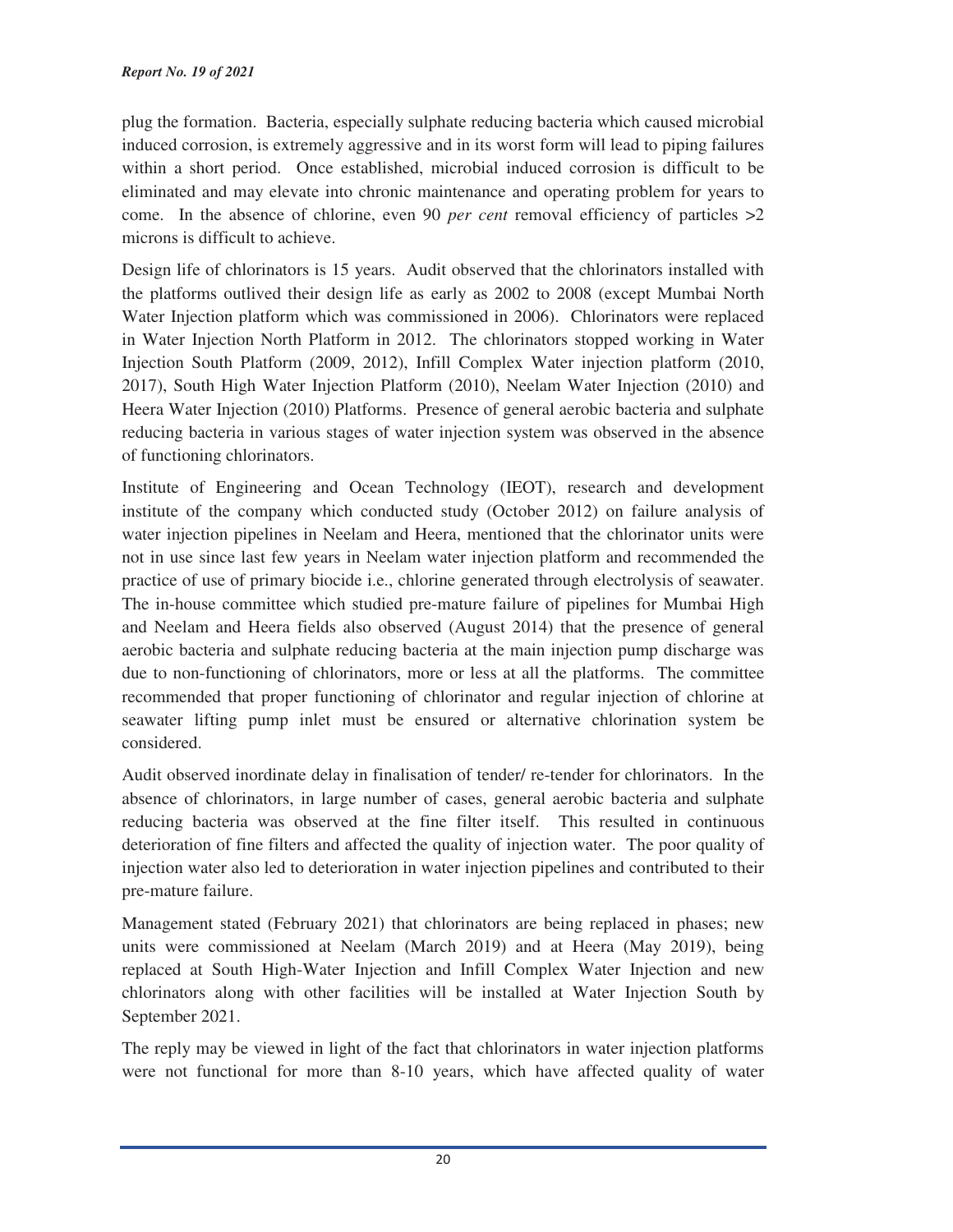plug the formation. Bacteria, especially sulphate reducing bacteria which caused microbial induced corrosion, is extremely aggressive and in its worst form will lead to piping failures within a short period. Once established, microbial induced corrosion is difficult to be eliminated and may elevate into chronic maintenance and operating problem for years to come. In the absence of chlorine, even 90 *per cent* removal efficiency of particles >2 microns is difficult to achieve.

Design life of chlorinators is 15 years. Audit observed that the chlorinators installed with the platforms outlived their design life as early as 2002 to 2008 (except Mumbai North Water Injection platform which was commissioned in 2006). Chlorinators were replaced in Water Injection North Platform in 2012. The chlorinators stopped working in Water Injection South Platform (2009, 2012), Infill Complex Water injection platform (2010, 2017), South High Water Injection Platform (2010), Neelam Water Injection (2010) and Heera Water Injection (2010) Platforms. Presence of general aerobic bacteria and sulphate reducing bacteria in various stages of water injection system was observed in the absence of functioning chlorinators.

Institute of Engineering and Ocean Technology (IEOT), research and development institute of the company which conducted study (October 2012) on failure analysis of water injection pipelines in Neelam and Heera, mentioned that the chlorinator units were not in use since last few years in Neelam water injection platform and recommended the practice of use of primary biocide i.e., chlorine generated through electrolysis of seawater. The in-house committee which studied pre-mature failure of pipelines for Mumbai High and Neelam and Heera fields also observed (August 2014) that the presence of general aerobic bacteria and sulphate reducing bacteria at the main injection pump discharge was due to non-functioning of chlorinators, more or less at all the platforms. The committee recommended that proper functioning of chlorinator and regular injection of chlorine at seawater lifting pump inlet must be ensured or alternative chlorination system be considered.

Audit observed inordinate delay in finalisation of tender/ re-tender for chlorinators. In the absence of chlorinators, in large number of cases, general aerobic bacteria and sulphate reducing bacteria was observed at the fine filter itself. This resulted in continuous deterioration of fine filters and affected the quality of injection water. The poor quality of injection water also led to deterioration in water injection pipelines and contributed to their pre-mature failure.

Management stated (February 2021) that chlorinators are being replaced in phases; new units were commissioned at Neelam (March 2019) and at Heera (May 2019), being replaced at South High-Water Injection and Infill Complex Water Injection and new chlorinators along with other facilities will be installed at Water Injection South by September 2021.

The reply may be viewed in light of the fact that chlorinators in water injection platforms were not functional for more than 8-10 years, which have affected quality of water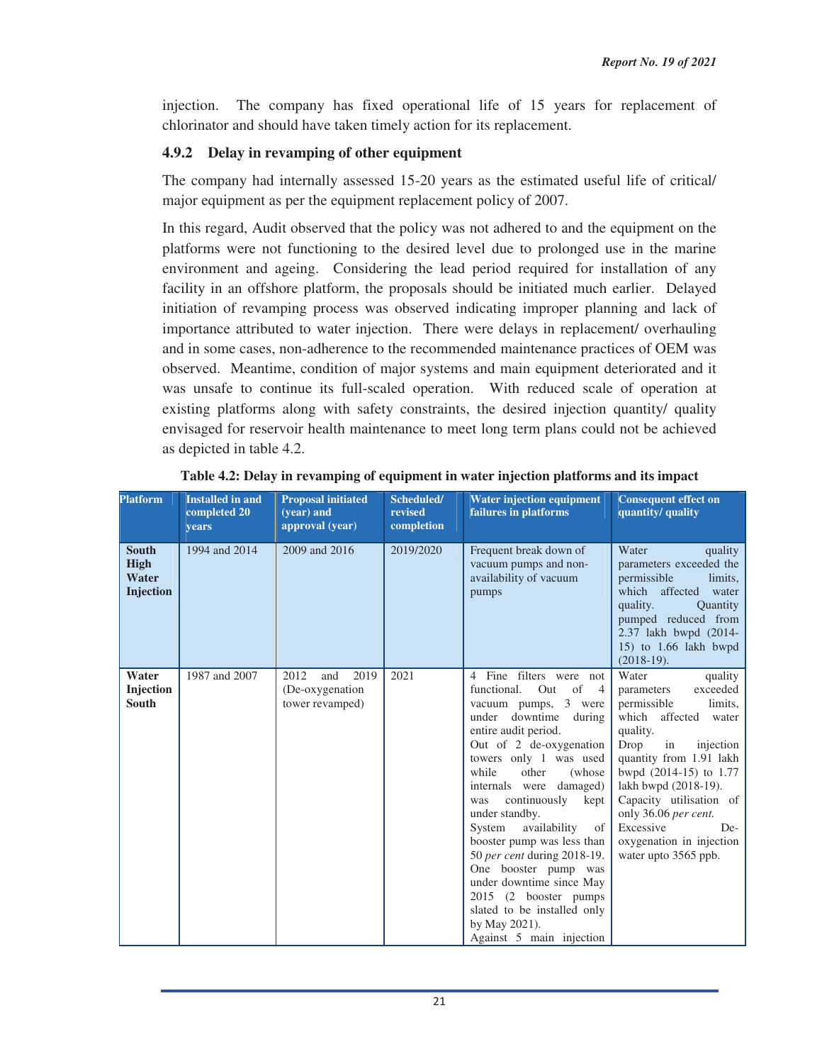injection. The company has fixed operational life of 15 years for replacement of chlorinator and should have taken timely action for its replacement.

### 4.9.2 Delay in revamping of other equipment

The company had internally assessed 15-20 years as the estimated useful life of critical/ major equipment as per the equipment replacement policy of 2007.

In this regard, Audit observed that the policy was not adhered to and the equipment on the platforms were not functioning to the desired level due to prolonged use in the marine environment and ageing. Considering the lead period required for installation of any facility in an offshore platform, the proposals should be initiated much earlier. Delayed initiation of revamping process was observed indicating improper planning and lack of importance attributed to water injection. There were delays in replacement/ overhauling and in some cases, non-adherence to the recommended maintenance practices of OEM was observed. Meantime, condition of major systems and main equipment deteriorated and it was unsafe to continue its full-scaled operation. With reduced scale of operation at existing platforms along with safety constraints, the desired injection quantity/ quality envisaged for reservoir health maintenance to meet long term plans could not be achieved as depicted in table 4.2.

**Table 4.2: Delay in revamping of equipment in water injection platforms and its impact**

| Platform | Installed in and completed 20 years | Proposal initiated (year) and approval (year) | Scheduled/ revised completion | Water injection equipment failures in platforms | Consequent effect on quantity/ quality |
|---|---|---|---|---|---|
| **South High Water Injection** | 1994 and 2014 | 2009 and 2016 | 2019/2020 | Frequent break down of vacuum pumps and non-availability of vacuum pumps | Water quality parameters exceeded the permissible limits, which affected water quality. Quantity pumped reduced from 2.37 lakh bwpd (2014-15) to 1.66 lakh bwpd (2018-19). |
| **Water Injection South** | 1987 and 2007 | 2012 and 2019 (De-oxygenation tower revamped) | 2021 | 4 Fine filters were not functional. Out of 4 vacuum pumps, 3 were under downtime during entire audit period. Out of 2 de-oxygenation towers only 1 was used while other (whose internals were damaged) was continuously kept under standby. System availability of booster pump was less than 50 *per cent* during 2018-19. One booster pump was under downtime since May 2015 (2 booster pumps slated to be installed only by May 2021). Against 5 main injection | Water quality parameters exceeded permissible limits, which affected water quality. Drop in injection quantity from 1.91 lakh bwpd (2014-15) to 1.77 lakh bwpd (2018-19). Capacity utilisation of only 36.06 *per cent.* Excessive De-oxygenation in injection water upto 3565 ppb. |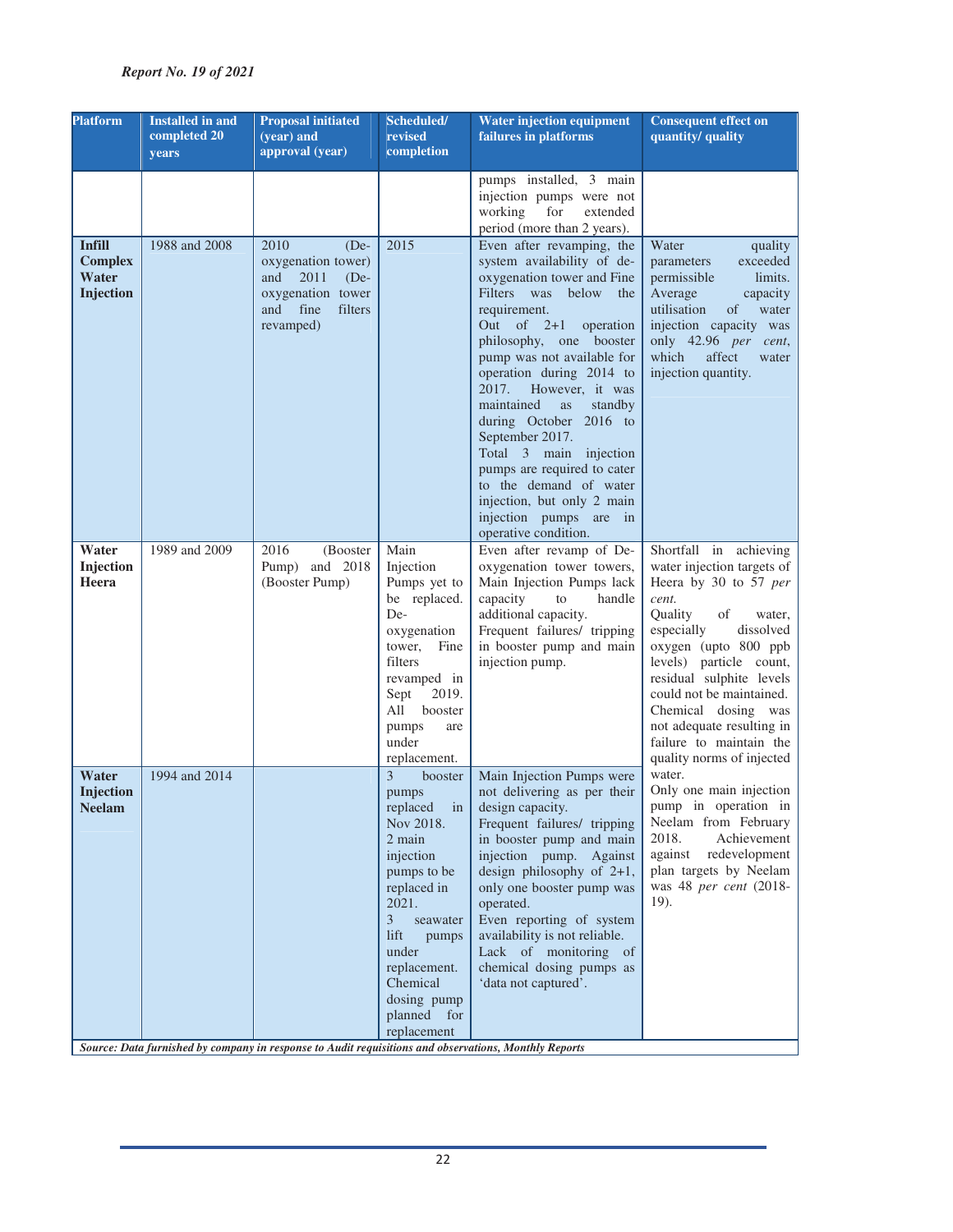| Platform | Installed in and completed 20 years | Proposal initiated (year) and approval (year) | Scheduled/ revised completion | Water injection equipment failures in platforms | Consequent effect on quantity/ quality |
|---|---|---|---|---|---|
| | | | | pumps installed, 3 main injection pumps were not working for extended period (more than 2 years). | |
| **Infill Complex Water Injection** | 1988 and 2008 | 2010 (De-oxygenation tower) and 2011 (De-oxygenation tower and fine filters revamped) | 2015 | Even after revamping, the system availability of de-oxygenation tower and Fine Filters was below the requirement. Out of 2+1 operation philosophy, one booster pump was not available for operation during 2014 to 2017. However, it was maintained as standby during October 2016 to September 2017. Total 3 main injection pumps are required to cater to the demand of water injection, but only 2 main injection pumps are in operative condition. | Water quality parameters exceeded permissible limits. Average capacity utilisation of water injection capacity was only 42.96 *per cent*, which affect water injection quantity. |
| **Water Injection Heera** | 1989 and 2009 | 2016 (Booster Pump) and 2018 (Booster Pump) | Main Injection Pumps yet to be replaced. De-oxygenation tower, Fine filters revamped in Sept 2019. All booster pumps are under replacement. | Even after revamp of De-oxygenation tower towers, Main Injection Pumps lack capacity to handle additional capacity. Frequent failures/ tripping in booster pump and main injection pump. | Shortfall in achieving water injection targets of Heera by 30 to 57 *per cent.* Quality of water, especially dissolved oxygen (upto 800 ppb levels) particle count, residual sulphite levels could not be maintained. Chemical dosing was not adequate resulting in failure to maintain the quality norms of injected water. Only one main injection pump in operation in Neelam from February 2018. Achievement against redevelopment plan targets by Neelam was 48 *per cent* (2018-19). |
| **Water Injection Neelam** | 1994 and 2014 | | 3 booster pumps replaced in Nov 2018. 2 main injection pumps to be replaced in 2021. 3 seawater lift pumps under replacement. Chemical dosing pump planned for replacement | Main Injection Pumps were not delivering as per their design capacity. Frequent failures/ tripping in booster pump and main injection pump. Against design philosophy of 2+1, only one booster pump was operated. Even reporting of system availability is not reliable. Lack of monitoring of chemical dosing pumps as 'data not captured'. | |

***Source: Data furnished by company in response to Audit requisitions and observations, Monthly Reports***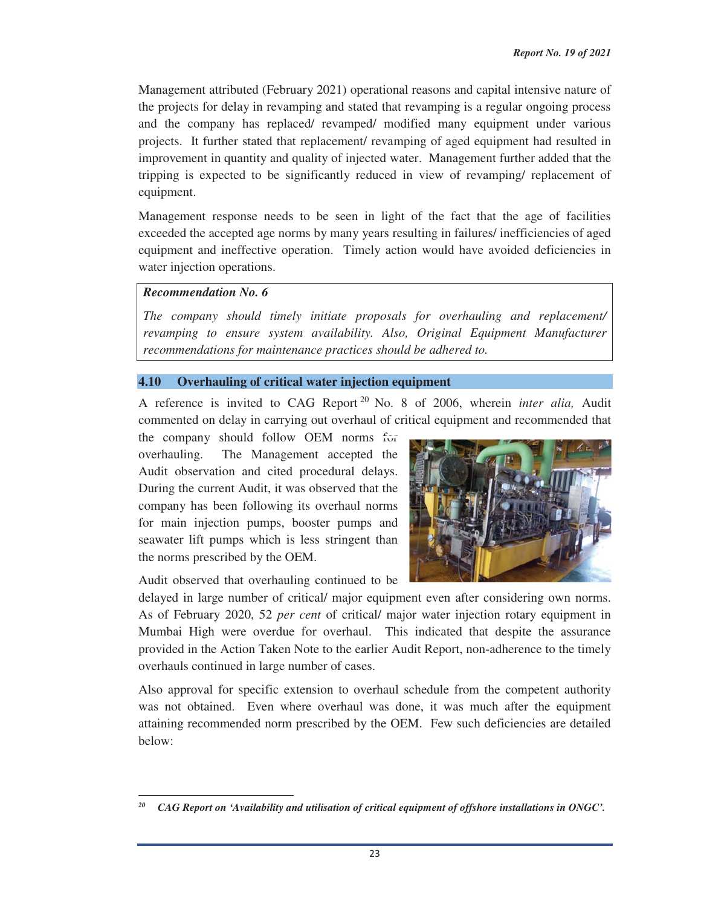Management attributed (February 2021) operational reasons and capital intensive nature of the projects for delay in revamping and stated that revamping is a regular ongoing process and the company has replaced/ revamped/ modified many equipment under various projects. It further stated that replacement/ revamping of aged equipment had resulted in improvement in quantity and quality of injected water. Management further added that the tripping is expected to be significantly reduced in view of revamping/ replacement of equipment.

Management response needs to be seen in light of the fact that the age of facilities exceeded the accepted age norms by many years resulting in failures/ inefficiencies of aged equipment and ineffective operation. Timely action would have avoided deficiencies in water injection operations.

> ***Recommendation No. 6***
>
> *The company should timely initiate proposals for overhauling and replacement/ revamping to ensure system availability. Also, Original Equipment Manufacturer recommendations for maintenance practices should be adhered to.*

## 4.10 Overhauling of critical water injection equipment

A reference is invited to CAG Report[20] No. 8 of 2006, wherein *inter alia,* Audit commented on delay in carrying out overhaul of critical equipment and recommended that the company should follow OEM norms for overhauling. The Management accepted the Audit observation and cited procedural delays. During the current Audit, it was observed that the company has been following its overhaul norms for main injection pumps, booster pumps and seawater lift pumps which is less stringent than the norms prescribed by the OEM.

Audit observed that overhauling continued to be delayed in large number of critical/ major equipment even after considering own norms. As of February 2020, 52 *per cent* of critical/ major water injection rotary equipment in Mumbai High were overdue for overhaul. This indicated that despite the assurance provided in the Action Taken Note to the earlier Audit Report, non-adherence to the timely overhauls continued in large number of cases.

Also approval for specific extension to overhaul schedule from the competent authority was not obtained. Even where overhaul was done, it was much after the equipment attaining recommended norm prescribed by the OEM. Few such deficiencies are detailed below:

---

[20] ***CAG Report on 'Availability and utilisation of critical equipment of offshore installations in ONGC'.***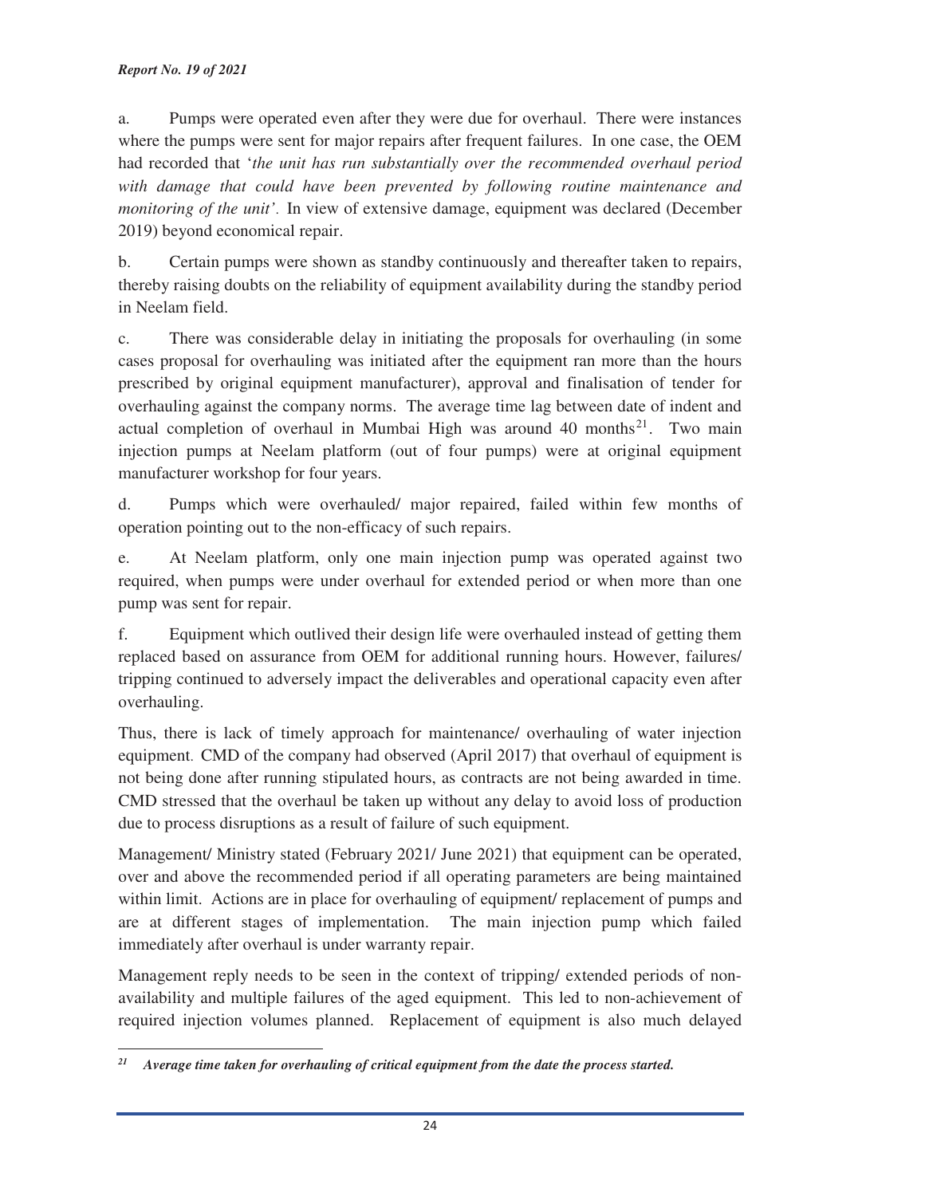a. Pumps were operated even after they were due for overhaul. There were instances where the pumps were sent for major repairs after frequent failures. In one case, the OEM had recorded that '*the unit has run substantially over the recommended overhaul period with damage that could have been prevented by following routine maintenance and monitoring of the unit'*. In view of extensive damage, equipment was declared (December 2019) beyond economical repair.

b. Certain pumps were shown as standby continuously and thereafter taken to repairs, thereby raising doubts on the reliability of equipment availability during the standby period in Neelam field.

c. There was considerable delay in initiating the proposals for overhauling (in some cases proposal for overhauling was initiated after the equipment ran more than the hours prescribed by original equipment manufacturer), approval and finalisation of tender for overhauling against the company norms. The average time lag between date of indent and actual completion of overhaul in Mumbai High was around 40 months[21]. Two main injection pumps at Neelam platform (out of four pumps) were at original equipment manufacturer workshop for four years.

d. Pumps which were overhauled/ major repaired, failed within few months of operation pointing out to the non-efficacy of such repairs.

e. At Neelam platform, only one main injection pump was operated against two required, when pumps were under overhaul for extended period or when more than one pump was sent for repair.

f. Equipment which outlived their design life were overhauled instead of getting them replaced based on assurance from OEM for additional running hours. However, failures/ tripping continued to adversely impact the deliverables and operational capacity even after overhauling.

Thus, there is lack of timely approach for maintenance/ overhauling of water injection equipment. CMD of the company had observed (April 2017) that overhaul of equipment is not being done after running stipulated hours, as contracts are not being awarded in time. CMD stressed that the overhaul be taken up without any delay to avoid loss of production due to process disruptions as a result of failure of such equipment.

Management/ Ministry stated (February 2021/ June 2021) that equipment can be operated, over and above the recommended period if all operating parameters are being maintained within limit. Actions are in place for overhauling of equipment/ replacement of pumps and are at different stages of implementation. The main injection pump which failed immediately after overhaul is under warranty repair.

Management reply needs to be seen in the context of tripping/ extended periods of non-availability and multiple failures of the aged equipment. This led to non-achievement of required injection volumes planned. Replacement of equipment is also much delayed

---

[21] ***Average time taken for overhauling of critical equipment from the date the process started.***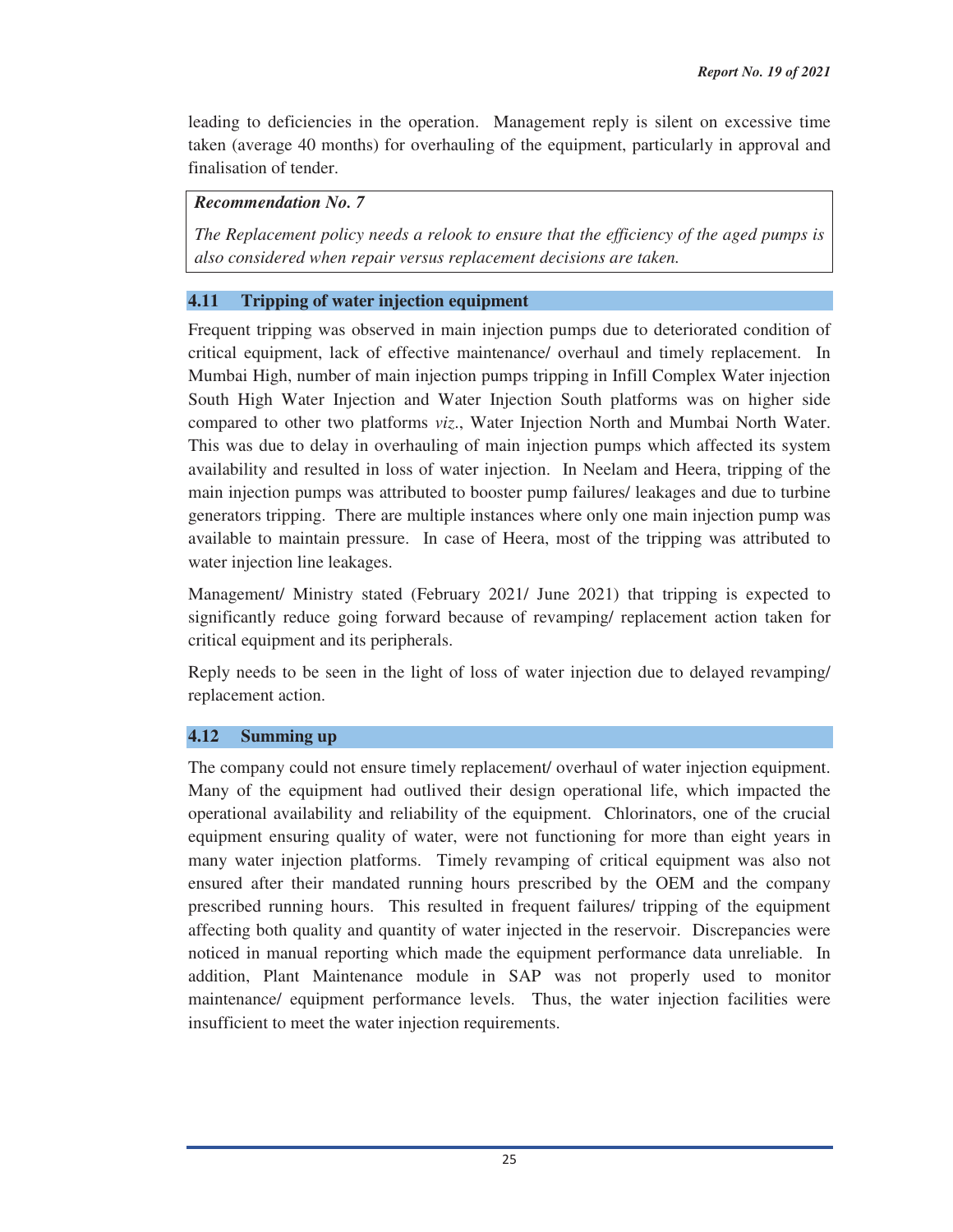leading to deficiencies in the operation. Management reply is silent on excessive time taken (average 40 months) for overhauling of the equipment, particularly in approval and finalisation of tender.

***Recommendation No. 7***

*The Replacement policy needs a relook to ensure that the efficiency of the aged pumps is also considered when repair versus replacement decisions are taken.*

### 4.11 Tripping of water injection equipment

Frequent tripping was observed in main injection pumps due to deteriorated condition of critical equipment, lack of effective maintenance/ overhaul and timely replacement. In Mumbai High, number of main injection pumps tripping in Infill Complex Water injection South High Water Injection and Water Injection South platforms was on higher side compared to other two platforms *viz*., Water Injection North and Mumbai North Water. This was due to delay in overhauling of main injection pumps which affected its system availability and resulted in loss of water injection. In Neelam and Heera, tripping of the main injection pumps was attributed to booster pump failures/ leakages and due to turbine generators tripping. There are multiple instances where only one main injection pump was available to maintain pressure. In case of Heera, most of the tripping was attributed to water injection line leakages.

Management/ Ministry stated (February 2021/ June 2021) that tripping is expected to significantly reduce going forward because of revamping/ replacement action taken for critical equipment and its peripherals.

Reply needs to be seen in the light of loss of water injection due to delayed revamping/ replacement action.

### 4.12 Summing up

The company could not ensure timely replacement/ overhaul of water injection equipment. Many of the equipment had outlived their design operational life, which impacted the operational availability and reliability of the equipment. Chlorinators, one of the crucial equipment ensuring quality of water, were not functioning for more than eight years in many water injection platforms. Timely revamping of critical equipment was also not ensured after their mandated running hours prescribed by the OEM and the company prescribed running hours. This resulted in frequent failures/ tripping of the equipment affecting both quality and quantity of water injected in the reservoir. Discrepancies were noticed in manual reporting which made the equipment performance data unreliable. In addition, Plant Maintenance module in SAP was not properly used to monitor maintenance/ equipment performance levels. Thus, the water injection facilities were insufficient to meet the water injection requirements.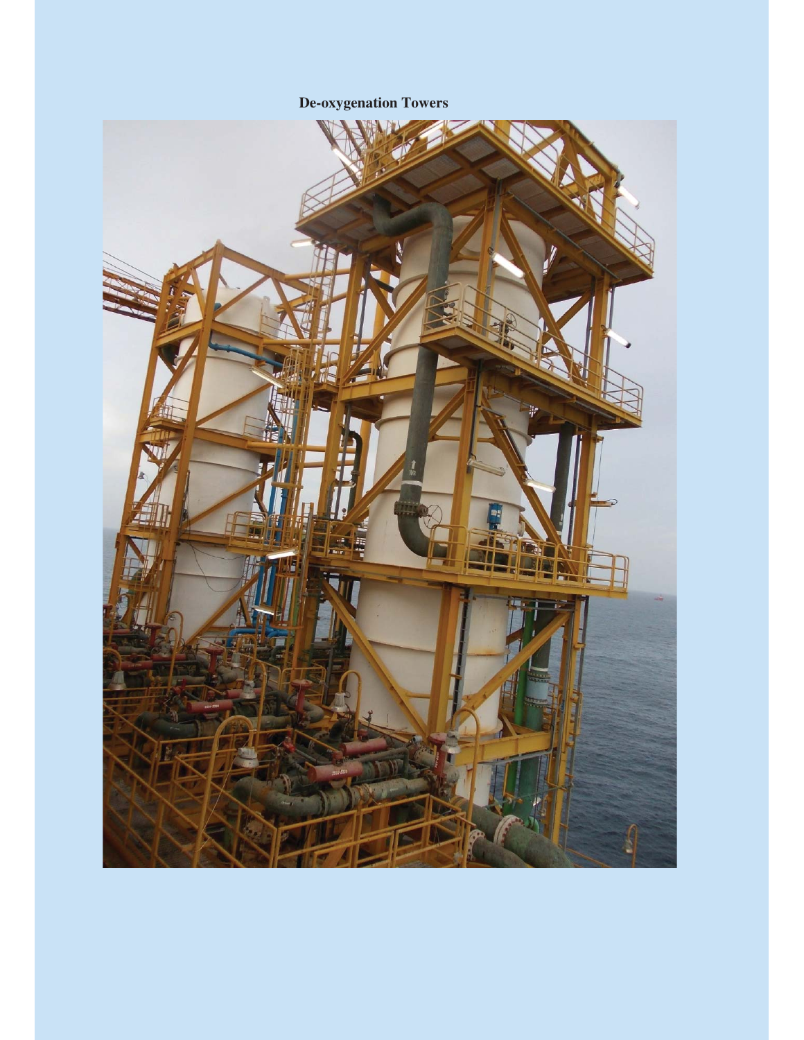**De-oxygenation Towers**